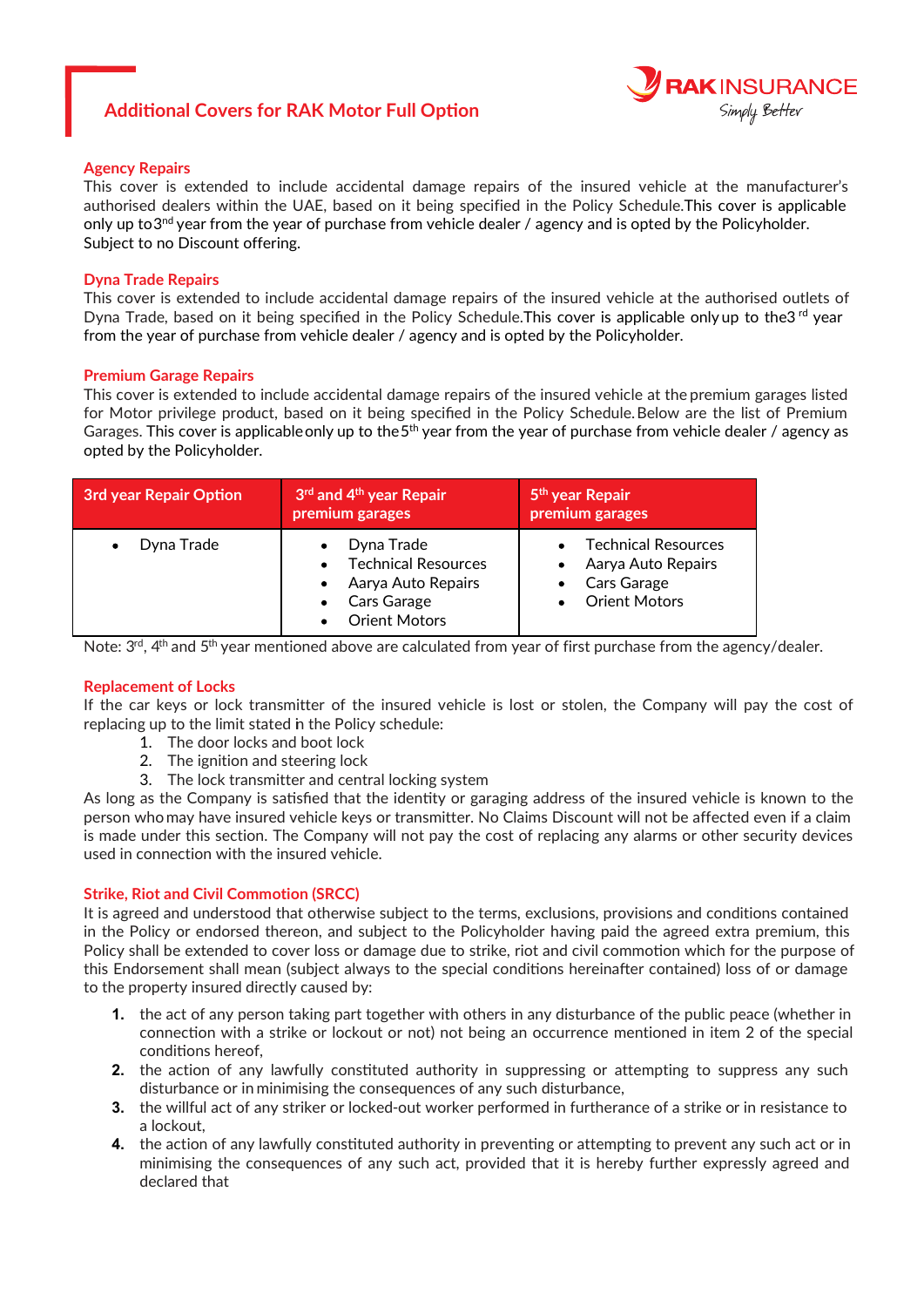# Additional Covers for RAK Motor Full Option

## Agency Repairs

This cover is extended to include accidental damage repairs of the insured vehicle at the manufacturer's authorised dealers within the UAE, based on it being specified in the Policy Schedule.This cover is applicable only up to 3rd year from the year of purchase from vehicle dealer / agency and is opted by the Policyholder. Subject to no Discount offering.

## Dyna Trade Repairs

This cover is extended to include accidental damage repairs of the insured vehicle at the authorised outlets of Dyna Trade, based on it being specified in the Policy Schedule.This cover is applicable only up to the 3rd year from the year of purchase from vehicle dealer / agency and is opted by the Policyholder.

## Premium Garage Repairs

This cover is extended to include accidental damage repairs of the insured vehicle at the premium garages listed for Motor privilege product, based on it being specified in the Policy Schedule. Below are the list of Premium Garages. This cover is applicable only up to the 5th year from the year of purchase from vehicle dealer / agency as opted by the Policyholder.

| 3rd year Repair Option | 3rd and 4th year Repair premium garages | 5th year Repair premium garages |
| --- | --- | --- |
| • Dyna Trade | • Dyna Trade<br>• Technical Resources<br>• Aarya Auto Repairs<br>• Cars Garage<br>• Orient Motors | • Technical Resources<br>• Aarya Auto Repairs<br>• Cars Garage<br>• Orient Motors |

Note: 3rd, 4th and 5th year mentioned above are calculated from year of first purchase from the agency/dealer.

## Replacement of Locks

If the car keys or lock transmitter of the insured vehicle is lost or stolen, the Company will pay the cost of replacing up to the limit stated in the Policy schedule:

1. The door locks and boot lock
2. The ignition and steering lock
3. The lock transmitter and central locking system

As long as the Company is satisfied that the identity or garaging address of the insured vehicle is known to the person who may have insured vehicle keys or transmitter. No Claims Discount will not be affected even if a claim is made under this section. The Company will not pay the cost of replacing any alarms or other security devices used in connection with the insured vehicle.

## Strike, Riot and Civil Commotion (SRCC)

It is agreed and understood that otherwise subject to the terms, exclusions, provisions and conditions contained in the Policy or endorsed thereon, and subject to the Policyholder having paid the agreed extra premium, this Policy shall be extended to cover loss or damage due to strike, riot and civil commotion which for the purpose of this Endorsement shall mean (subject always to the special conditions hereinafter contained) loss of or damage to the property insured directly caused by:

1. the act of any person taking part together with others in any disturbance of the public peace (whether in connection with a strike or lockout or not) not being an occurrence mentioned in item 2 of the special conditions hereof,
2. the action of any lawfully constituted authority in suppressing or attempting to suppress any such disturbance or in minimising the consequences of any such disturbance,
3. the willful act of any striker or locked-out worker performed in furtherance of a strike or in resistance to a lockout,
4. the action of any lawfully constituted authority in preventing or attempting to prevent any such act or in minimising the consequences of any such act, provided that it is hereby further expressly agreed and declared that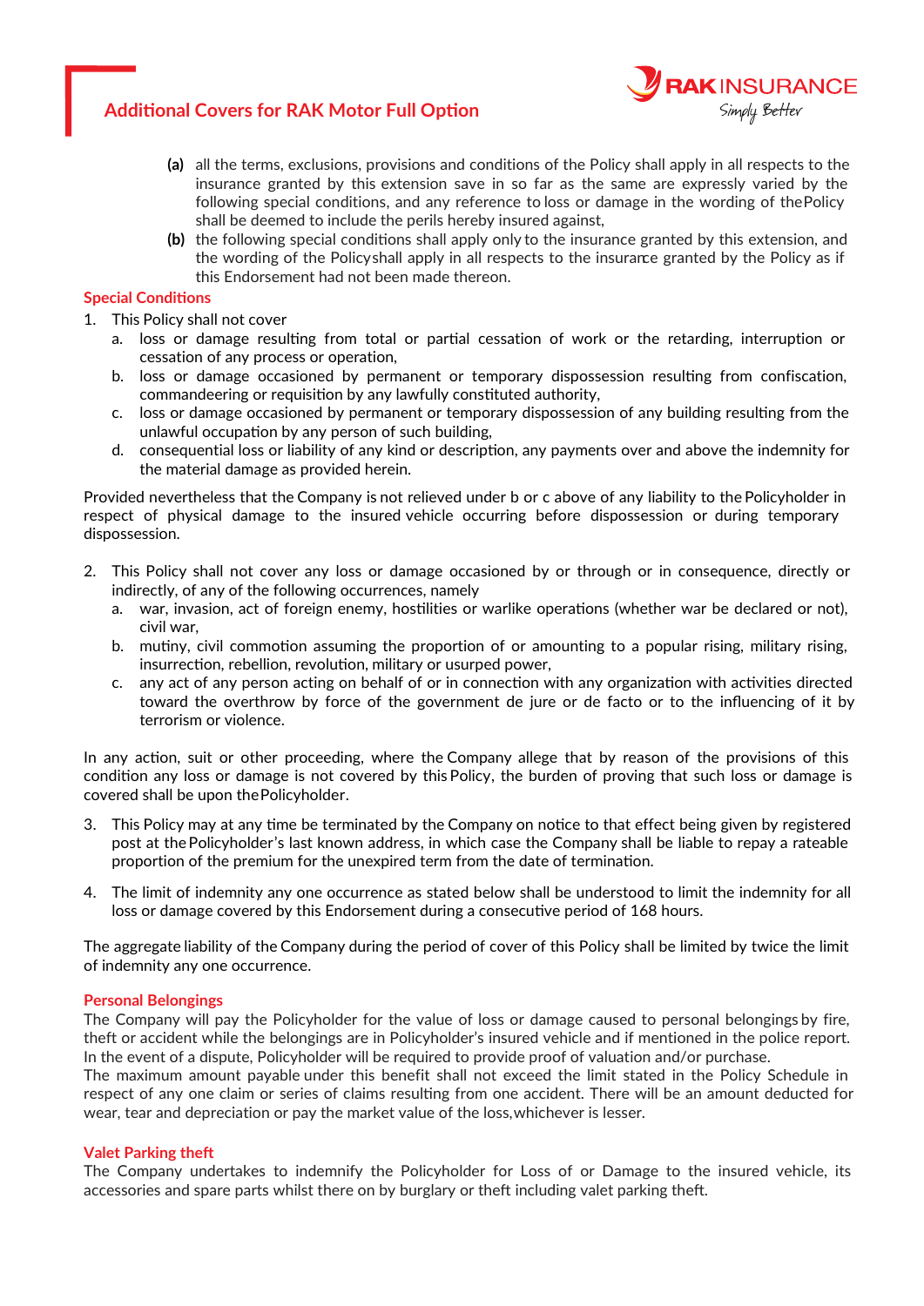**(a)** all the terms, exclusions, provisions and conditions of the Policy shall apply in all respects to the insurance granted by this extension save in so far as the same are expressly varied by the following special conditions, and any reference to loss or damage in the wording of the Policy shall be deemed to include the perils hereby insured against,

**(b)** the following special conditions shall apply only to the insurance granted by this extension, and the wording of the Policy shall apply in all respects to the insurance granted by the Policy as if this Endorsement had not been made thereon.

## Special Conditions

1. This Policy shall not cover
   a. loss or damage resulting from total or partial cessation of work or the retarding, interruption or cessation of any process or operation,
   b. loss or damage occasioned by permanent or temporary dispossession resulting from confiscation, commandeering or requisition by any lawfully constituted authority,
   c. loss or damage occasioned by permanent or temporary dispossession of any building resulting from the unlawful occupation by any person of such building,
   d. consequential loss or liability of any kind or description, any payments over and above the indemnity for the material damage as provided herein.

Provided nevertheless that the Company is not relieved under b or c above of any liability to the Policyholder in respect of physical damage to the insured vehicle occurring before dispossession or during temporary dispossession.

2. This Policy shall not cover any loss or damage occasioned by or through or in consequence, directly or indirectly, of any of the following occurrences, namely
   a. war, invasion, act of foreign enemy, hostilities or warlike operations (whether war be declared or not), civil war,
   b. mutiny, civil commotion assuming the proportion of or amounting to a popular rising, military rising, insurrection, rebellion, revolution, military or usurped power,
   c. any act of any person acting on behalf of or in connection with any organization with activities directed toward the overthrow by force of the government de jure or de facto or to the influencing of it by terrorism or violence.

In any action, suit or other proceeding, where the Company allege that by reason of the provisions of this condition any loss or damage is not covered by this Policy, the burden of proving that such loss or damage is covered shall be upon the Policyholder.

3. This Policy may at any time be terminated by the Company on notice to that effect being given by registered post at the Policyholder's last known address, in which case the Company shall be liable to repay a rateable proportion of the premium for the unexpired term from the date of termination.

4. The limit of indemnity any one occurrence as stated below shall be understood to limit the indemnity for all loss or damage covered by this Endorsement during a consecutive period of 168 hours.

The aggregate liability of the Company during the period of cover of this Policy shall be limited by twice the limit of indemnity any one occurrence.

## Personal Belongings

The Company will pay the Policyholder for the value of loss or damage caused to personal belongings by fire, theft or accident while the belongings are in Policyholder's insured vehicle and if mentioned in the police report. In the event of a dispute, Policyholder will be required to provide proof of valuation and/or purchase.
The maximum amount payable under this benefit shall not exceed the limit stated in the Policy Schedule in respect of any one claim or series of claims resulting from one accident. There will be an amount deducted for wear, tear and depreciation or pay the market value of the loss, whichever is lesser.

## Valet Parking theft

The Company undertakes to indemnify the Policyholder for Loss of or Damage to the insured vehicle, its accessories and spare parts whilst there on by burglary or theft including valet parking theft.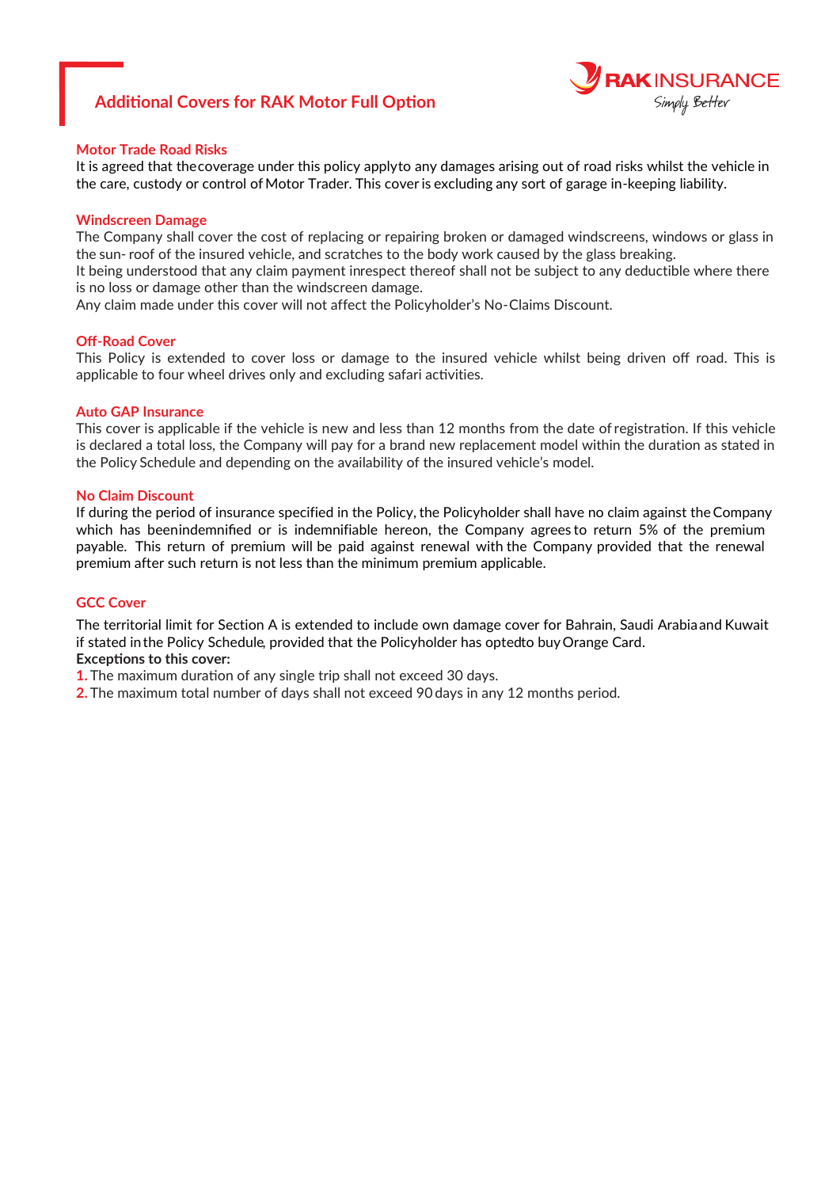# Additional Covers for RAK Motor Full Option

## Motor Trade Road Risks

It is agreed that thecoverage under this policy applyto any damages arising out of road risks whilst the vehicle in the care, custody or control of Motor Trader. This cover is excluding any sort of garage in-keeping liability.

## Windscreen Damage

The Company shall cover the cost of replacing or repairing broken or damaged windscreens, windows or glass in the sun- roof of the insured vehicle, and scratches to the body work caused by the glass breaking.
It being understood that any claim payment inrespect thereof shall not be subject to any deductible where there is no loss or damage other than the windscreen damage.
Any claim made under this cover will not affect the Policyholder's No-Claims Discount.

## Off-Road Cover

This Policy is extended to cover loss or damage to the insured vehicle whilst being driven off road. This is applicable to four wheel drives only and excluding safari activities.

## Auto GAP Insurance

This cover is applicable if the vehicle is new and less than 12 months from the date of registration. If this vehicle is declared a total loss, the Company will pay for a brand new replacement model within the duration as stated in the Policy Schedule and depending on the availability of the insured vehicle's model.

## No Claim Discount

If during the period of insurance specified in the Policy, the Policyholder shall have no claim against the Company which has beenindemnified or is indemnifiable hereon, the Company agrees to return 5% of the premium payable. This return of premium will be paid against renewal with the Company provided that the renewal premium after such return is not less than the minimum premium applicable.

## GCC Cover

The territorial limit for Section A is extended to include own damage cover for Bahrain, Saudi Arabia and Kuwait if stated in the Policy Schedule, provided that the Policyholder has optedto buy Orange Card.

**Exceptions to this cover:**

1. The maximum duration of any single trip shall not exceed 30 days.
2. The maximum total number of days shall not exceed 90 days in any 12 months period.